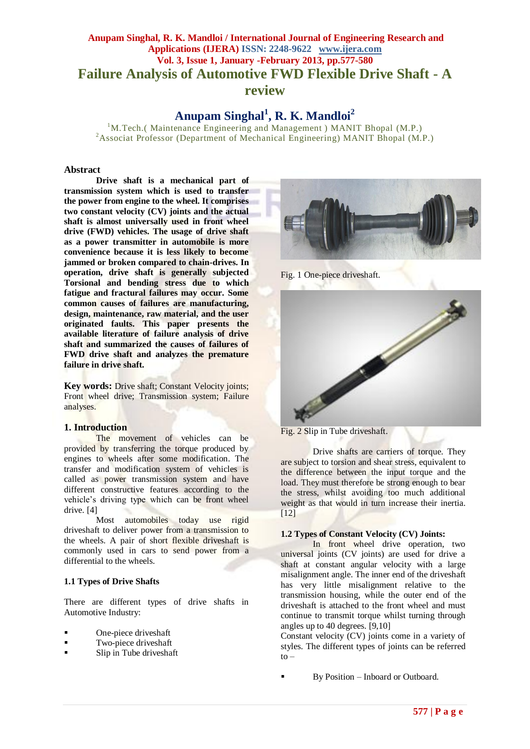# Failure Analysis of Automotive FWD Flexible Drive Shaft - A review

## Anupam Singhal[1], R. K. Mandloi[2]

[1]M.Tech.( Maintenance Engineering and Management ) MANIT Bhopal (M.P.)
[2]Associat Professor (Department of Mechanical Engineering) MANIT Bhopal (M.P.)

### Abstract

**Drive shaft is a mechanical part of transmission system which is used to transfer the power from engine to the wheel. It comprises two constant velocity (CV) joints and the actual shaft is almost universally used in front wheel drive (FWD) vehicles. The usage of drive shaft as a power transmitter in automobile is more convenience because it is less likely to become jammed or broken compared to chain-drives. In operation, drive shaft is generally subjected Torsional and bending stress due to which fatigue and fractural failures may occur. Some common causes of failures are manufacturing, design, maintenance, raw material, and the user originated faults. This paper presents the available literature of failure analysis of drive shaft and summarized the causes of failures of FWD drive shaft and analyzes the premature failure in drive shaft.**

**Key words:** Drive shaft; Constant Velocity joints; Front wheel drive; Transmission system; Failure analyses.

### 1. Introduction

The movement of vehicles can be provided by transferring the torque produced by engines to wheels after some modification. The transfer and modification system of vehicles is called as power transmission system and have different constructive features according to the vehicle's driving type which can be front wheel drive. [4]

Most automobiles today use rigid driveshaft to deliver power from a transmission to the wheels. A pair of short flexible driveshaft is commonly used in cars to send power from a differential to the wheels.

### 1.1 Types of Drive Shafts

There are different types of drive shafts in Automotive Industry:

- One-piece driveshaft
- Two-piece driveshaft
- Slip in Tube driveshaft

Fig. 1 One-piece driveshaft.

Fig. 2 Slip in Tube driveshaft.

Drive shafts are carriers of torque. They are subject to torsion and shear stress, equivalent to the difference between the input torque and the load. They must therefore be strong enough to bear the stress, whilst avoiding too much additional weight as that would in turn increase their inertia. [12]

### 1.2 Types of Constant Velocity (CV) Joints:

In front wheel drive operation, two universal joints (CV joints) are used for drive a shaft at constant angular velocity with a large misalignment angle. The inner end of the driveshaft has very little misalignment relative to the transmission housing, while the outer end of the driveshaft is attached to the front wheel and must continue to transmit torque whilst turning through angles up to 40 degrees. [9,10]

Constant velocity (CV) joints come in a variety of styles. The different types of joints can be referred to –

- By Position – Inboard or Outboard.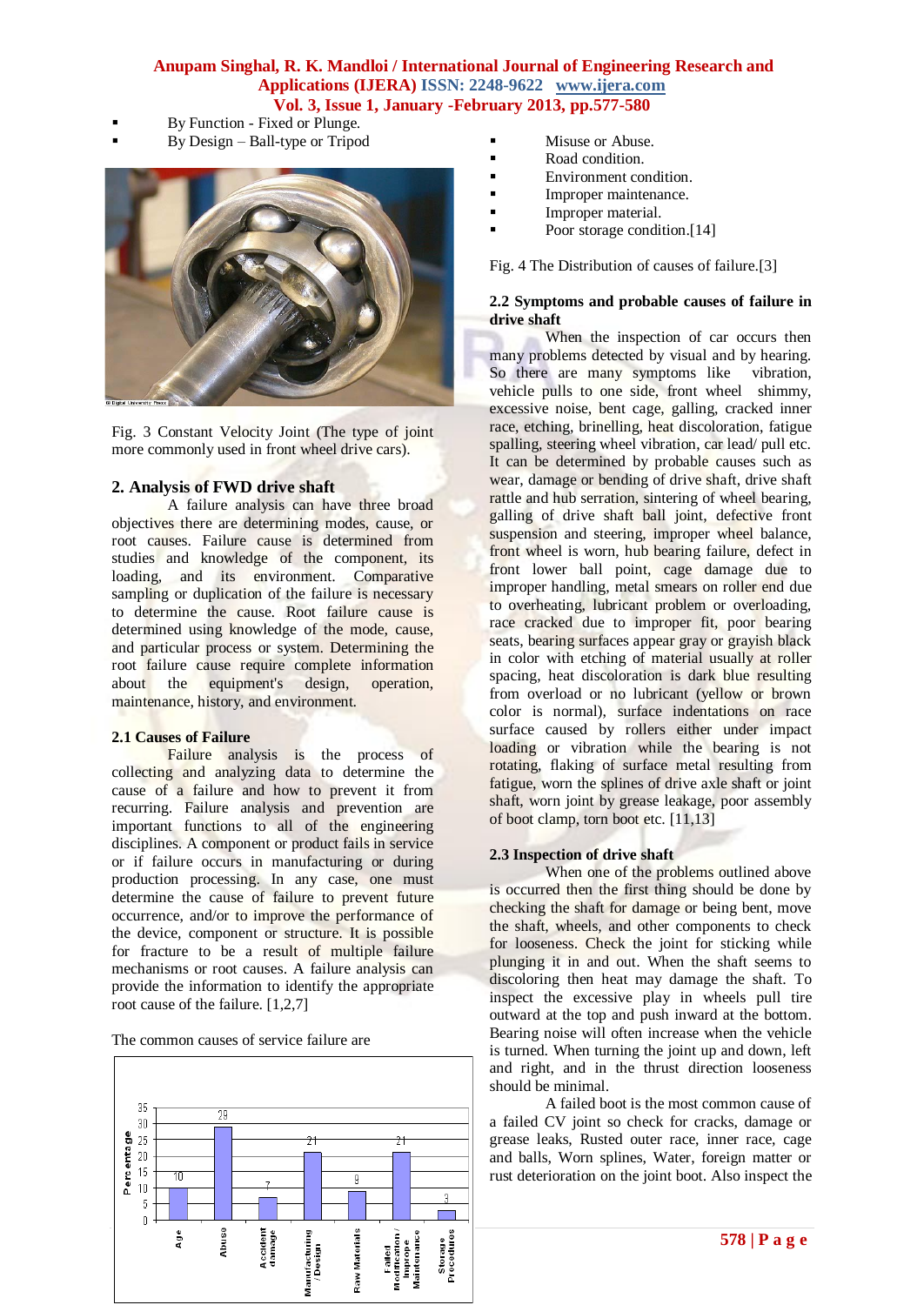- By Function - Fixed or Plunge.
- By Design – Ball-type or Tripod

Fig. 3 Constant Velocity Joint (The type of joint more commonly used in front wheel drive cars).

## 2. Analysis of FWD drive shaft

A failure analysis can have three broad objectives there are determining modes, cause, or root causes. Failure cause is determined from studies and knowledge of the component, its loading, and its environment. Comparative sampling or duplication of the failure is necessary to determine the cause. Root failure cause is determined using knowledge of the mode, cause, and particular process or system. Determining the root failure cause require complete information about the equipment's design, operation, maintenance, history, and environment.

### 2.1 Causes of Failure

Failure analysis is the process of collecting and analyzing data to determine the cause of a failure and how to prevent it from recurring. Failure analysis and prevention are important functions to all of the engineering disciplines. A component or product fails in service or if failure occurs in manufacturing or during production processing. In any case, one must determine the cause of failure to prevent future occurrence, and/or to improve the performance of the device, component or structure. It is possible for fracture to be a result of multiple failure mechanisms or root causes. A failure analysis can provide the information to identify the appropriate root cause of the failure. [1,2,7]

The common causes of service failure are

| Cause | Percentage |
|---|---|
| Age | 10 |
| Abuse | 29 |
| Accident damage | 7 |
| Manufacturing / Design | 21 |
| Raw Materials | 9 |
| Failed Modification / Improper Maintenance | 21 |
| Storage Procedures | 3 |

- Misuse or Abuse.
- Road condition.
- Environment condition.
- Improper maintenance.
- Improper material.
- Poor storage condition.[14]

Fig. 4 The Distribution of causes of failure.[3]

### 2.2 Symptoms and probable causes of failure in drive shaft

When the inspection of car occurs then many problems detected by visual and by hearing. So there are many symptoms like vibration, vehicle pulls to one side, front wheel shimmy, excessive noise, bent cage, galling, cracked inner race, etching, brinelling, heat discoloration, fatigue spalling, steering wheel vibration, car lead/ pull etc. It can be determined by probable causes such as wear, damage or bending of drive shaft, drive shaft rattle and hub serration, sintering of wheel bearing, galling of drive shaft ball joint, defective front suspension and steering, improper wheel balance, front wheel is worn, hub bearing failure, defect in front lower ball point, cage damage due to improper handling, metal smears on roller end due to overheating, lubricant problem or overloading, race cracked due to improper fit, poor bearing seats, bearing surfaces appear gray or grayish black in color with etching of material usually at roller spacing, heat discoloration is dark blue resulting from overload or no lubricant (yellow or brown color is normal), surface indentations on race surface caused by rollers either under impact loading or vibration while the bearing is not rotating, flaking of surface metal resulting from fatigue, worn the splines of drive axle shaft or joint shaft, worn joint by grease leakage, poor assembly of boot clamp, torn boot etc. [11,13]

### 2.3 Inspection of drive shaft

When one of the problems outlined above is occurred then the first thing should be done by checking the shaft for damage or being bent, move the shaft, wheels, and other components to check for looseness. Check the joint for sticking while plunging it in and out. When the shaft seems to discoloring then heat may damage the shaft. To inspect the excessive play in wheels pull tire outward at the top and push inward at the bottom. Bearing noise will often increase when the vehicle is turned. When turning the joint up and down, left and right, and in the thrust direction looseness should be minimal.

A failed boot is the most common cause of a failed CV joint so check for cracks, damage or grease leaks, Rusted outer race, inner race, cage and balls, Worn splines, Water, foreign matter or rust deterioration on the joint boot. Also inspect the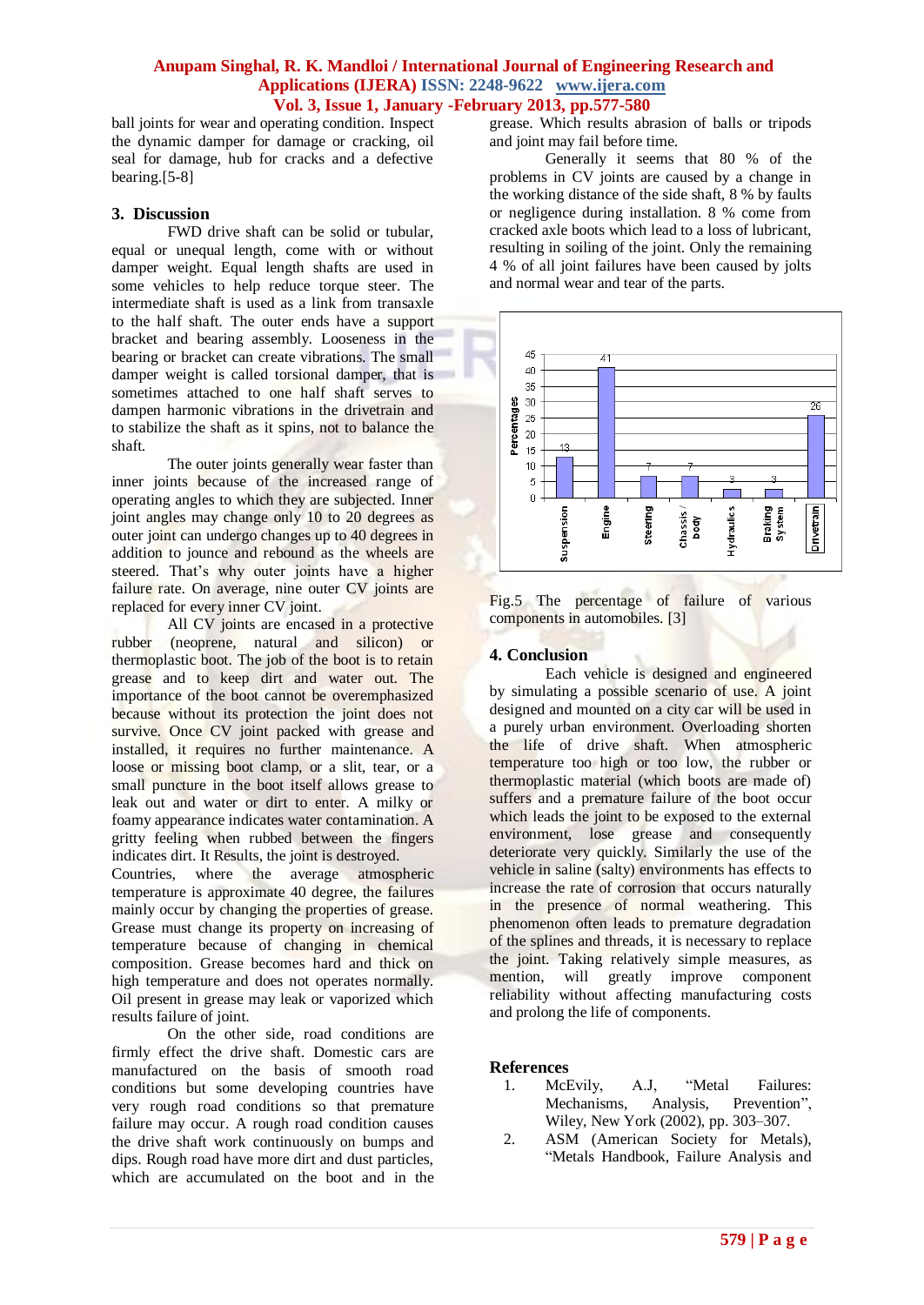ball joints for wear and operating condition. Inspect the dynamic damper for damage or cracking, oil seal for damage, hub for cracks and a defective bearing.[5-8]

## 3. Discussion

FWD drive shaft can be solid or tubular, equal or unequal length, come with or without damper weight. Equal length shafts are used in some vehicles to help reduce torque steer. The intermediate shaft is used as a link from transaxle to the half shaft. The outer ends have a support bracket and bearing assembly. Looseness in the bearing or bracket can create vibrations. The small damper weight is called torsional damper, that is sometimes attached to one half shaft serves to dampen harmonic vibrations in the drivetrain and to stabilize the shaft as it spins, not to balance the shaft.

The outer joints generally wear faster than inner joints because of the increased range of operating angles to which they are subjected. Inner joint angles may change only 10 to 20 degrees as outer joint can undergo changes up to 40 degrees in addition to jounce and rebound as the wheels are steered. That's why outer joints have a higher failure rate. On average, nine outer CV joints are replaced for every inner CV joint.

All CV joints are encased in a protective rubber (neoprene, natural and silicon) or thermoplastic boot. The job of the boot is to retain grease and to keep dirt and water out. The importance of the boot cannot be overemphasized because without its protection the joint does not survive. Once CV joint packed with grease and installed, it requires no further maintenance. A loose or missing boot clamp, or a slit, tear, or a small puncture in the boot itself allows grease to leak out and water or dirt to enter. A milky or foamy appearance indicates water contamination. A gritty feeling when rubbed between the fingers indicates dirt. It Results, the joint is destroyed. Countries, where the average atmospheric temperature is approximate 40 degree, the failures mainly occur by changing the properties of grease. Grease must change its property on increasing of temperature because of changing in chemical composition. Grease becomes hard and thick on high temperature and does not operates normally. Oil present in grease may leak or vaporized which results failure of joint.

On the other side, road conditions are firmly effect the drive shaft. Domestic cars are manufactured on the basis of smooth road conditions but some developing countries have very rough road conditions so that premature failure may occur. A rough road condition causes the drive shaft work continuously on bumps and dips. Rough road have more dirt and dust particles, which are accumulated on the boot and in the grease. Which results abrasion of balls or tripods and joint may fail before time.

Generally it seems that 80 % of the problems in CV joints are caused by a change in the working distance of the side shaft, 8 % by faults or negligence during installation. 8 % come from cracked axle boots which lead to a loss of lubricant, resulting in soiling of the joint. Only the remaining 4 % of all joint failures have been caused by jolts and normal wear and tear of the parts.

| Component | Percentage |
|---|---|
| Suspension | 13 |
| Engine | 41 |
| Steering | 7 |
| Chassis / body | 7 |
| Hydraulics | 3 |
| Braking System | 3 |
| Drivetrain | 26 |

Fig.5 The percentage of failure of various components in automobiles. [3]

## 4. Conclusion

Each vehicle is designed and engineered by simulating a possible scenario of use. A joint designed and mounted on a city car will be used in a purely urban environment. Overloading shorten the life of drive shaft. When atmospheric temperature too high or too low, the rubber or thermoplastic material (which boots are made of) suffers and a premature failure of the boot occur which leads the joint to be exposed to the external environment, lose grease and consequently deteriorate very quickly. Similarly the use of the vehicle in saline (salty) environments has effects to increase the rate of corrosion that occurs naturally in the presence of normal weathering. This phenomenon often leads to premature degradation of the splines and threads, it is necessary to replace the joint. Taking relatively simple measures, as mention, will greatly improve component reliability without affecting manufacturing costs and prolong the life of components.

## References

1. McEvily, A.J, "Metal Failures: Mechanisms, Analysis, Prevention", Wiley, New York (2002), pp. 303–307.
2. ASM (American Society for Metals), "Metals Handbook, Failure Analysis and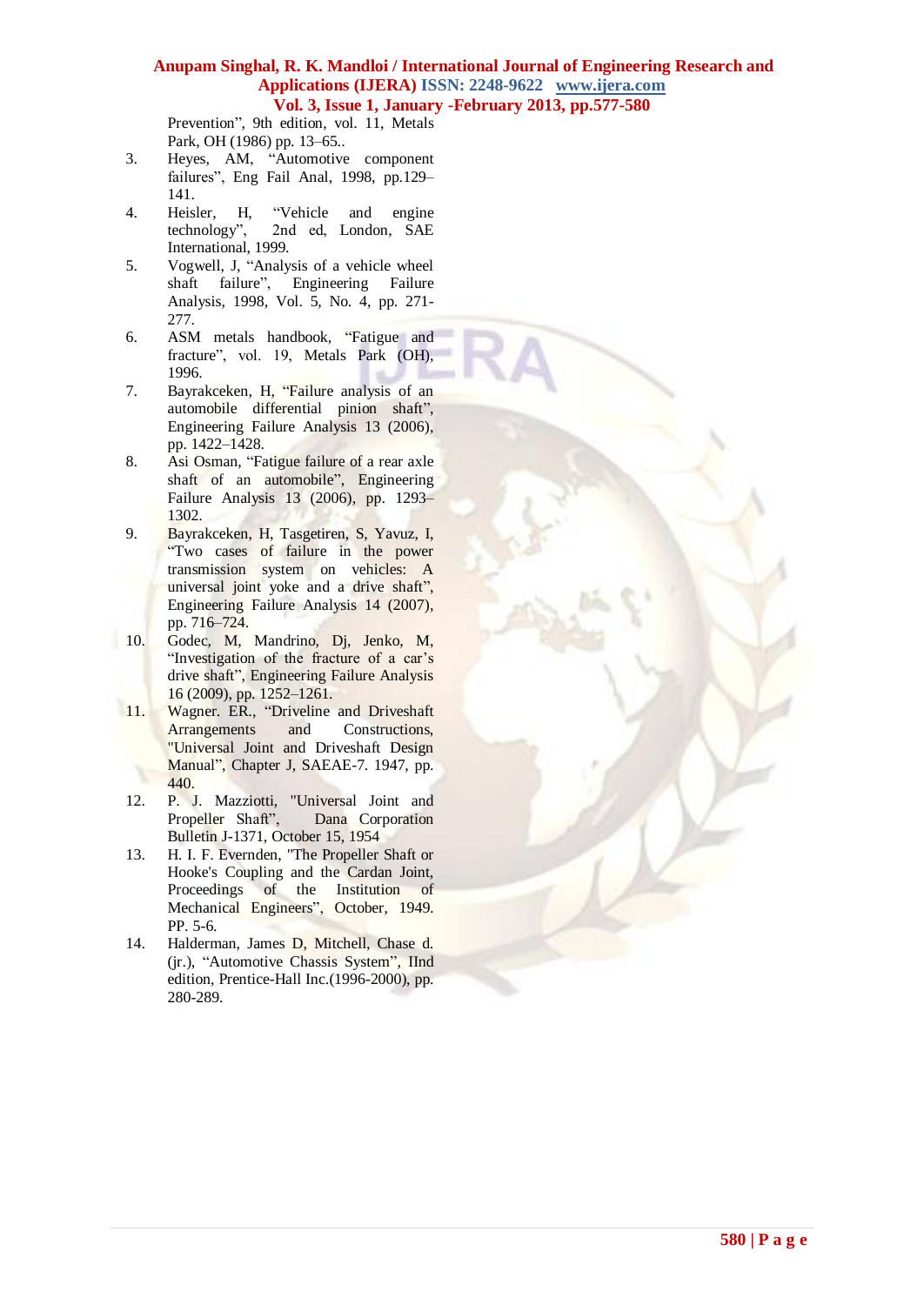Prevention", 9th edition, vol. 11, Metals Park, OH (1986) pp. 13–65..

3. Heyes, AM, "Automotive component failures", Eng Fail Anal, 1998, pp.129–141.
4. Heisler, H, "Vehicle and engine technology", 2nd ed, London, SAE International, 1999.
5. Vogwell, J, "Analysis of a vehicle wheel shaft failure", Engineering Failure Analysis, 1998, Vol. 5, No. 4, pp. 271-277.
6. ASM metals handbook, "Fatigue and fracture", vol. 19, Metals Park (OH), 1996.
7. Bayrakceken, H, "Failure analysis of an automobile differential pinion shaft", Engineering Failure Analysis 13 (2006), pp. 1422–1428.
8. Asi Osman, "Fatigue failure of a rear axle shaft of an automobile", Engineering Failure Analysis 13 (2006), pp. 1293–1302.
9. Bayrakceken, H, Tasgetiren, S, Yavuz, I, "Two cases of failure in the power transmission system on vehicles: A universal joint yoke and a drive shaft", Engineering Failure Analysis 14 (2007), pp. 716–724.
10. Godec, M, Mandrino, Dj, Jenko, M, "Investigation of the fracture of a car's drive shaft", Engineering Failure Analysis 16 (2009), pp. 1252–1261.
11. Wagner. ER., "Driveline and Driveshaft Arrangements and Constructions, "Universal Joint and Driveshaft Design Manual", Chapter J, SAEAE-7. 1947, pp. 440.
12. P. J. Mazziotti, "Universal Joint and Propeller Shaft", Dana Corporation Bulletin J-1371, October 15, 1954
13. H. I. F. Evernden, "The Propeller Shaft or Hooke's Coupling and the Cardan Joint, Proceedings of the Institution of Mechanical Engineers", October, 1949. PP. 5-6.
14. Halderman, James D, Mitchell, Chase d. (jr.), "Automotive Chassis System", IInd edition, Prentice-Hall Inc.(1996-2000), pp. 280-289.